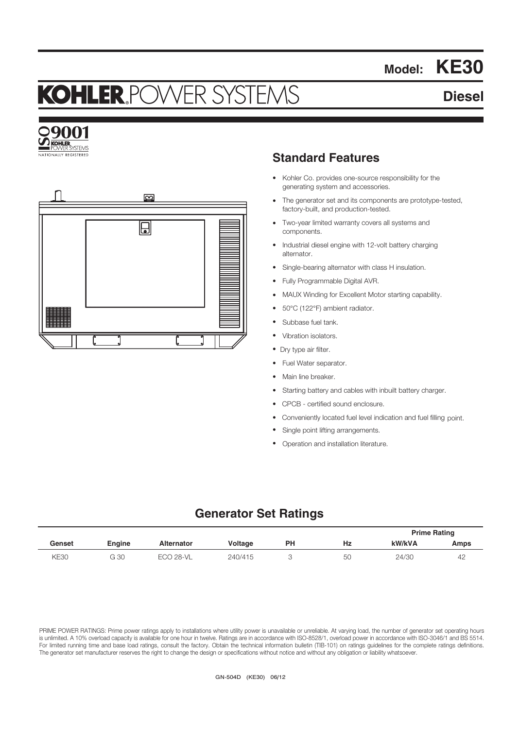# Model: KE30

# KOHLER POWER SYSTEMS

## Diesel

ISO 9001 KOHLER POWER SYSTEMS NATIONALLY REGISTERED

## Standard Features

- Kohler Co. provides one-source responsibility for the generating system and accessories.
- The generator set and its components are prototype-tested, factory-built, and production-tested.
- Two-year limited warranty covers all systems and components.
- Industrial diesel engine with 12-volt battery charging alternator.
- Single-bearing alternator with class H insulation.
- Fully Programmable Digital AVR.
- MAUX Winding for Excellent Motor starting capability.
- 50°C (122°F) ambient radiator.
- Subbase fuel tank.
- Vibration isolators.
- Dry type air filter.
- Fuel Water separator.
- Main line breaker.
- Starting battery and cables with inbuilt battery charger.
- CPCB - certified sound enclosure.
- Conveniently located fuel level indication and fuel filling point.
- Single point lifting arrangements.
- Operation and installation literature.

## Generator Set Ratings

| | | | | | | Prime Rating | |
|---|---|---|---|---|---|---|---|
| Genset | Engine | Alternator | Voltage | PH | Hz | kW/kVA | Amps |
| KE30 | G 30 | ECO 28-VL | 240/415 | 3 | 50 | 24/30 | 42 |

PRIME POWER RATINGS: Prime power ratings apply to installations where utility power is unavailable or unreliable. At varying load, the number of generator set operating hours is unlimited. A 10% overload capacity is available for one hour in twelve. Ratings are in accordance with ISO-8528/1, overload power in accordance with ISO-3046/1 and BS 5514. For limited running time and base load ratings, consult the factory. Obtain the technical information bulletin (TIB-101) on ratings guidelines for the complete ratings definitions. The generator set manufacturer reserves the right to change the design or specifications without notice and without any obligation or liability whatsoever.

GN-504D (KE30) 06/12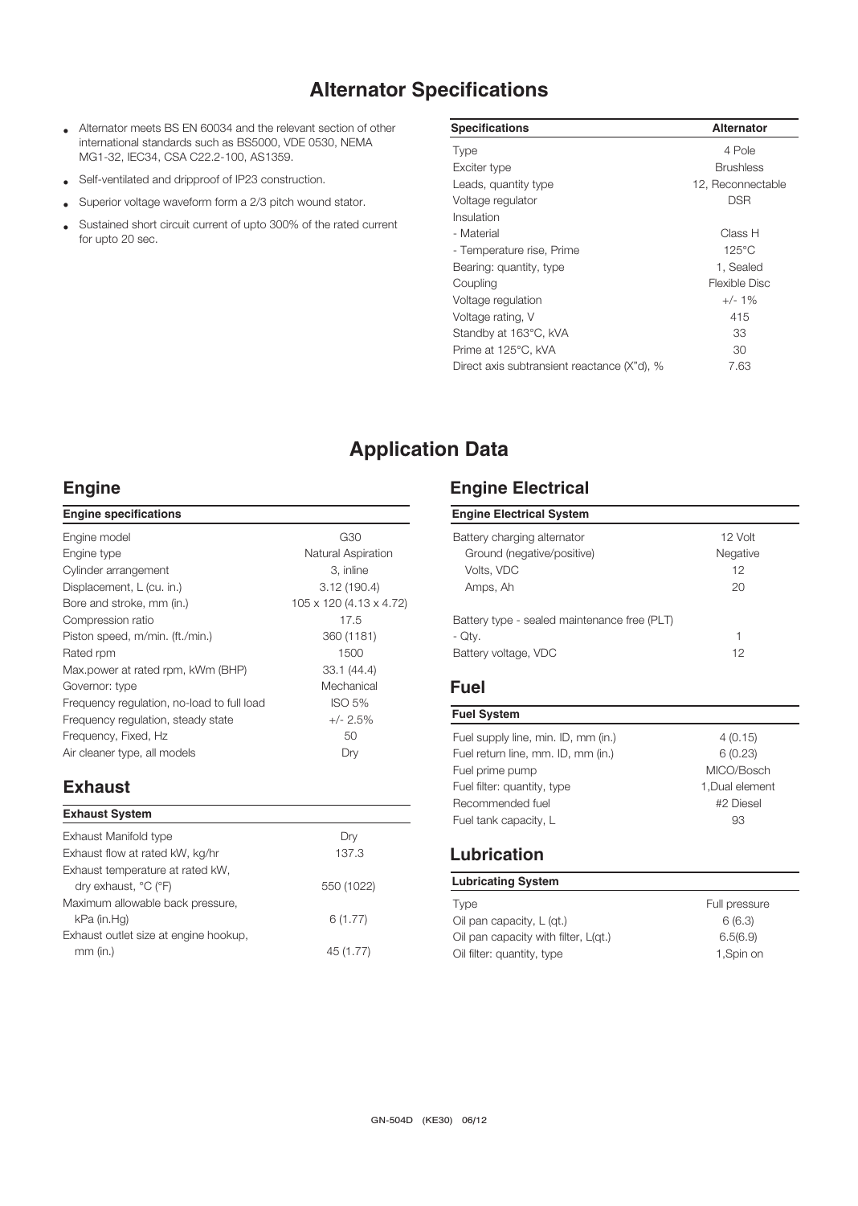# Alternator Specifications

- Alternator meets BS EN 60034 and the relevant section of other international standards such as BS5000, VDE 0530, NEMA MG1-32, IEC34, CSA C22.2-100, AS1359.
- Self-ventilated and dripproof of IP23 construction.
- Superior voltage waveform form a 2/3 pitch wound stator.
- Sustained short circuit current of upto 300% of the rated current for upto 20 sec.

| Specifications | Alternator |
|---|---|
| Type | 4 Pole |
| Exciter type | Brushless |
| Leads, quantity type | 12, Reconnectable |
| Voltage regulator | DSR |
| Insulation | |
| - Material | Class H |
| - Temperature rise, Prime | 125°C |
| Bearing: quantity, type | 1, Sealed |
| Coupling | Flexible Disc |
| Voltage regulation | +/- 1% |
| Voltage rating, V | 415 |
| Standby at 163°C, kVA | 33 |
| Prime at 125°C, kVA | 30 |
| Direct axis subtransient reactance (X"d), % | 7.63 |

# Application Data

## Engine

| Engine specifications | |
|---|---|
| Engine model | G30 |
| Engine type | Natural Aspiration |
| Cylinder arrangement | 3, inline |
| Displacement, L (cu. in.) | 3.12 (190.4) |
| Bore and stroke, mm (in.) | 105 x 120 (4.13 x 4.72) |
| Compression ratio | 17.5 |
| Piston speed, m/min. (ft./min.) | 360 (1181) |
| Rated rpm | 1500 |
| Max.power at rated rpm, kWm (BHP) | 33.1 (44.4) |
| Governor: type | Mechanical |
| Frequency regulation, no-load to full load | ISO 5% |
| Frequency regulation, steady state | +/- 2.5% |
| Frequency, Fixed, Hz | 50 |
| Air cleaner type, all models | Dry |

## Exhaust

| Exhaust System | |
|---|---|
| Exhaust Manifold type | Dry |
| Exhaust flow at rated kW, kg/hr | 137.3 |
| Exhaust temperature at rated kW, dry exhaust, °C (°F) | 550 (1022) |
| Maximum allowable back pressure, kPa (in.Hg) | 6 (1.77) |
| Exhaust outlet size at engine hookup, mm (in.) | 45 (1.77) |

## Engine Electrical

| Engine Electrical System | |
|---|---|
| Battery charging alternator | 12 Volt |
| Ground (negative/positive) | Negative |
| Volts, VDC | 12 |
| Amps, Ah | 20 |
| Battery type - sealed maintenance free (PLT) | |
| - Qty. | 1 |
| Battery voltage, VDC | 12 |

## Fuel

| Fuel System | |
|---|---|
| Fuel supply line, min. ID, mm (in.) | 4 (0.15) |
| Fuel return line, mm. ID, mm (in.) | 6 (0.23) |
| Fuel prime pump | MICO/Bosch |
| Fuel filter: quantity, type | 1,Dual element |
| Recommended fuel | #2 Diesel |
| Fuel tank capacity, L | 93 |

## Lubrication

| Lubricating System | |
|---|---|
| Type | Full pressure |
| Oil pan capacity, L (qt.) | 6 (6.3) |
| Oil pan capacity with filter, L(qt.) | 6.5(6.9) |
| Oil filter: quantity, type | 1,Spin on |

GN-504D (KE30) 06/12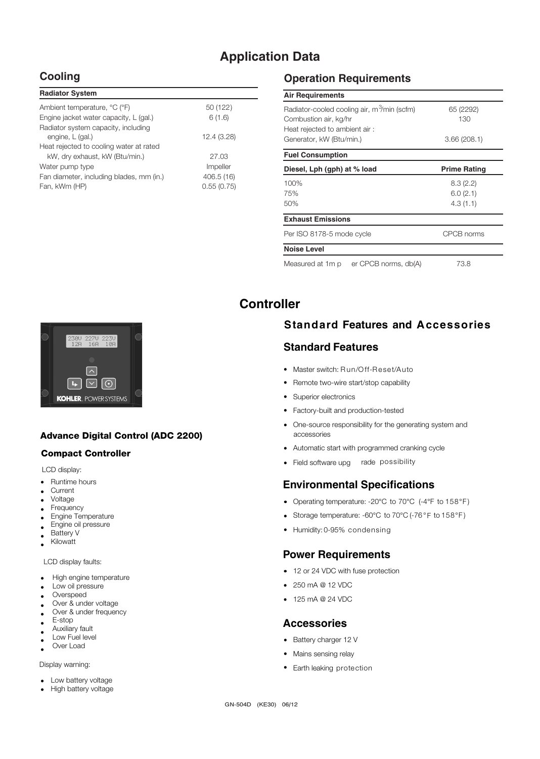# Application Data

## Cooling

| Radiator System | |
|---|---|
| Ambient temperature, °C (°F) | 50 (122) |
| Engine jacket water capacity, L (gal.) | 6 (1.6) |
| Radiator system capacity, including engine, L (gal.) | 12.4 (3.28) |
| Heat rejected to cooling water at rated kW, dry exhaust, kW (Btu/min.) | 27.03 |
| Water pump type | Impeller |
| Fan diameter, including blades, mm (in.) | 406.5 (16) |
| Fan, kWm (HP) | 0.55 (0.75) |

## Operation Requirements

| Air Requirements | |
|---|---|
| Radiator-cooled cooling air, $m^3$/min (scfm) | 65 (2292) |
| Combustion air, kg/hr | 130 |
| Heat rejected to ambient air : | |
| Generator, kW (Btu/min.) | 3.66 (208.1) |

**Fuel Consumption**

| Diesel, Lph (gph) at % load | Prime Rating |
|---|---|
| 100% | 8.3 (2.2) |
| 75% | 6.0 (2.1) |
| 50% | 4.3 (1.1) |

| Exhaust Emissions | |
|---|---|
| Per ISO 8178-5 mode cycle | CPCB norms |

| Noise Level | |
|---|---|
| Measured at 1m per CPCB norms, db(A) | 73.8 |

# Controller

### Advance Digital Control (ADC 2200)

#### Compact Controller

LCD display:

- Runtime hours
- Current
- Voltage
- Frequency
- Engine Temperature
- Engine oil pressure
- Battery V
- Kilowatt

LCD display faults:

- High engine temperature
- Low oil pressure
- Overspeed
- Over & under voltage
- Over & under frequency
- E-stop
- Auxiliary fault
- Low Fuel level
- Over Load

Display warning:

- Low battery voltage
- High battery voltage

## Standard Features and Accessories

### Standard Features

- Master switch: Run/Off-Reset/Auto
- Remote two-wire start/stop capability
- Superior electronics
- Factory-built and production-tested
- One-source responsibility for the generating system and accessories
- Automatic start with programmed cranking cycle
- Field software upgrade possibility

### Environmental Specifications

- Operating temperature: -20°C to 70°C (-4°F to 158°F)
- Storage temperature: -60°C to 70°C (-76°F to 158°F)
- Humidity: 0-95% condensing

### Power Requirements

- 12 or 24 VDC with fuse protection
- 250 mA @ 12 VDC
- 125 mA @ 24 VDC

### Accessories

- Battery charger 12 V
- Mains sensing relay
- Earth leaking protection

GN-504D (KE30) 06/12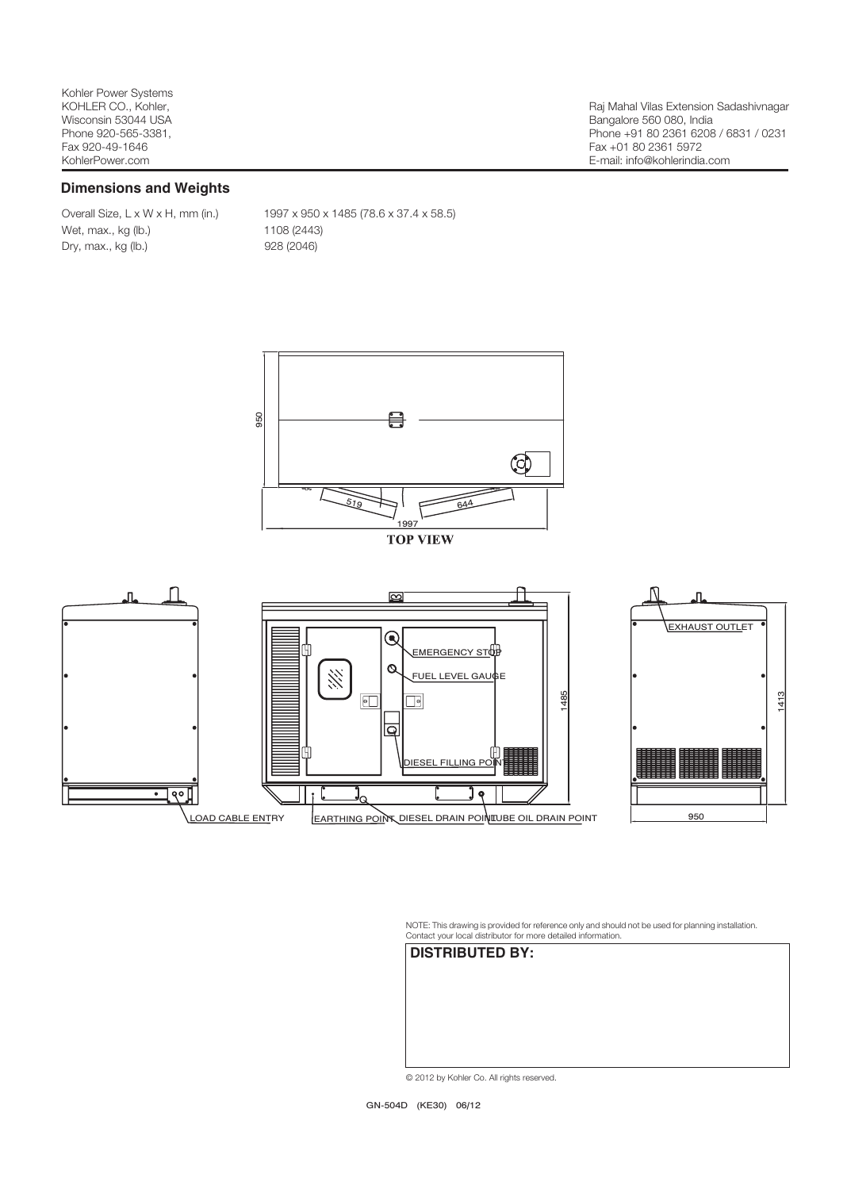Kohler Power Systems
KOHLER CO., Kohler,
Wisconsin 53044 USA
Phone 920-565-3381,
Fax 920-49-1646
KohlerPower.com

Raj Mahal Vilas Extension Sadashivnagar
Bangalore 560 080, India
Phone +91 80 2361 6208 / 6831 / 0231
Fax +01 80 2361 5972
E-mail: info@kohlerindia.com

## Dimensions and Weights

| | |
|---|---|
| Overall Size, L x W x H, mm (in.) | 1997 x 950 x 1485 (78.6 x 37.4 x 58.5) |
| Wet, max., kg (lb.) | 1108 (2443) |
| Dry, max., kg (lb.) | 928 (2046) |

950
519
644
1997

**TOP VIEW**

EMERGENCY STOP
FUEL LEVEL GAUGE
DIESEL FILLING POINT
1485
EXHAUST OUTLET
1413
LOAD CABLE ENTRY
EARTHING POINT
DIESEL DRAIN POINT
LUBE OIL DRAIN POINT
950

NOTE: This drawing is provided for reference only and should not be used for planning installation. Contact your local distributor for more detailed information.

**DISTRIBUTED BY:**

© 2012 by Kohler Co. All rights reserved.

GN-504D (KE30) 06/12